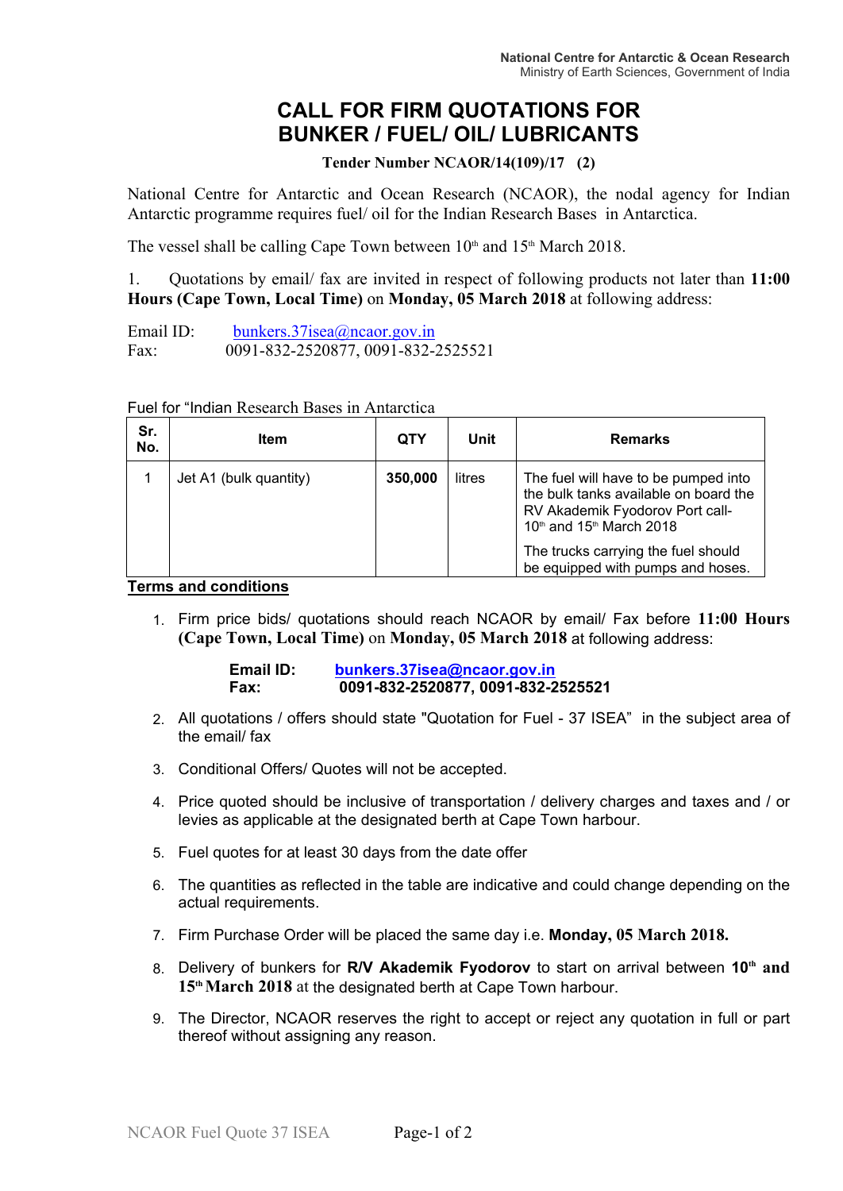National Centre for Antarctic & Ocean Research
Ministry of Earth Sciences, Government of India

# CALL FOR FIRM QUOTATIONS FOR BUNKER / FUEL/ OIL/ LUBRICANTS

**Tender Number NCAOR/14(109)/17 (2)**

National Centre for Antarctic and Ocean Research (NCAOR), the nodal agency for Indian Antarctic programme requires fuel/ oil for the Indian Research Bases in Antarctica.

The vessel shall be calling Cape Town between 10th and 15th March 2018.

1. Quotations by email/ fax are invited in respect of following products not later than **11:00 Hours (Cape Town, Local Time)** on **Monday, 05 March 2018** at following address:

Email ID: bunkers.37isea@ncaor.gov.in
Fax: 0091-832-2520877, 0091-832-2525521

Fuel for "Indian Research Bases in Antarctica

| Sr. No. | Item | QTY | Unit | Remarks |
|---|---|---|---|---|
| 1 | Jet A1 (bulk quantity) | **350,000** | litres | The fuel will have to be pumped into the bulk tanks available on board the RV Akademik Fyodorov Port call- 10th and 15th March 2018<br>The trucks carrying the fuel should be equipped with pumps and hoses. |

**Terms and conditions**

1. Firm price bids/ quotations should reach NCAOR by email/ Fax before **11:00 Hours (Cape Town, Local Time)** on **Monday, 05 March 2018** at following address:

   **Email ID:** **bunkers.37isea@ncaor.gov.in**
   **Fax:** **0091-832-2520877, 0091-832-2525521**

2. All quotations / offers should state "Quotation for Fuel - 37 ISEA" in the subject area of the email/ fax
3. Conditional Offers/ Quotes will not be accepted.
4. Price quoted should be inclusive of transportation / delivery charges and taxes and / or levies as applicable at the designated berth at Cape Town harbour.
5. Fuel quotes for at least 30 days from the date offer
6. The quantities as reflected in the table are indicative and could change depending on the actual requirements.
7. Firm Purchase Order will be placed the same day i.e. **Monday, 05 March 2018.**
8. Delivery of bunkers for **R/V Akademik Fyodorov** to start on arrival between **10th and 15th March 2018** at the designated berth at Cape Town harbour.
9. The Director, NCAOR reserves the right to accept or reject any quotation in full or part thereof without assigning any reason.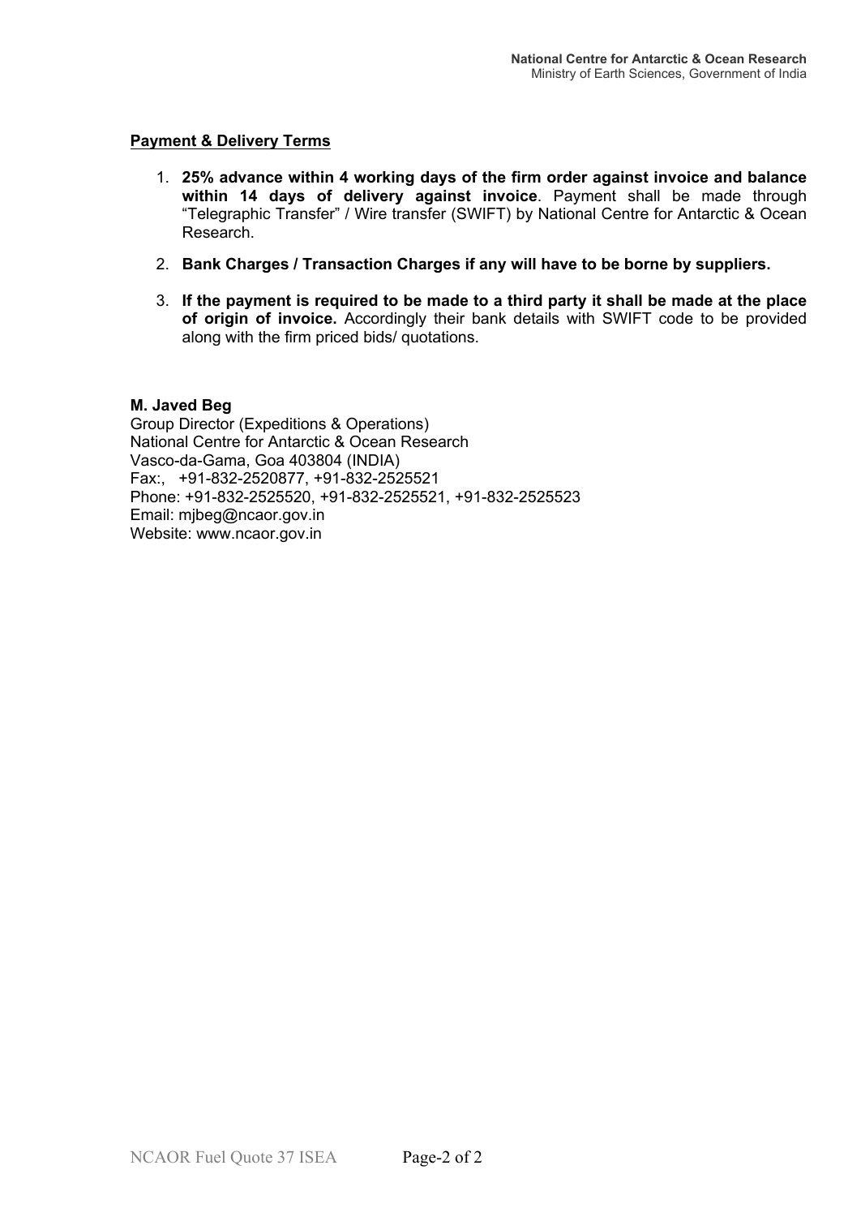**Payment & Delivery Terms**

1. **25% advance within 4 working days of the firm order against invoice and balance within 14 days of delivery against invoice**. Payment shall be made through “Telegraphic Transfer” / Wire transfer (SWIFT) by National Centre for Antarctic & Ocean Research.
2. **Bank Charges / Transaction Charges if any will have to be borne by suppliers.**
3. **If the payment is required to be made to a third party it shall be made at the place of origin of invoice.** Accordingly their bank details with SWIFT code to be provided along with the firm priced bids/ quotations.

**M. Javed Beg**
Group Director (Expeditions & Operations)
National Centre for Antarctic & Ocean Research
Vasco-da-Gama, Goa 403804 (INDIA)
Fax:, +91-832-2520877, +91-832-2525521
Phone: +91-832-2525520, +91-832-2525521, +91-832-2525523
Email: mjbeg@ncaor.gov.in
Website: www.ncaor.gov.in